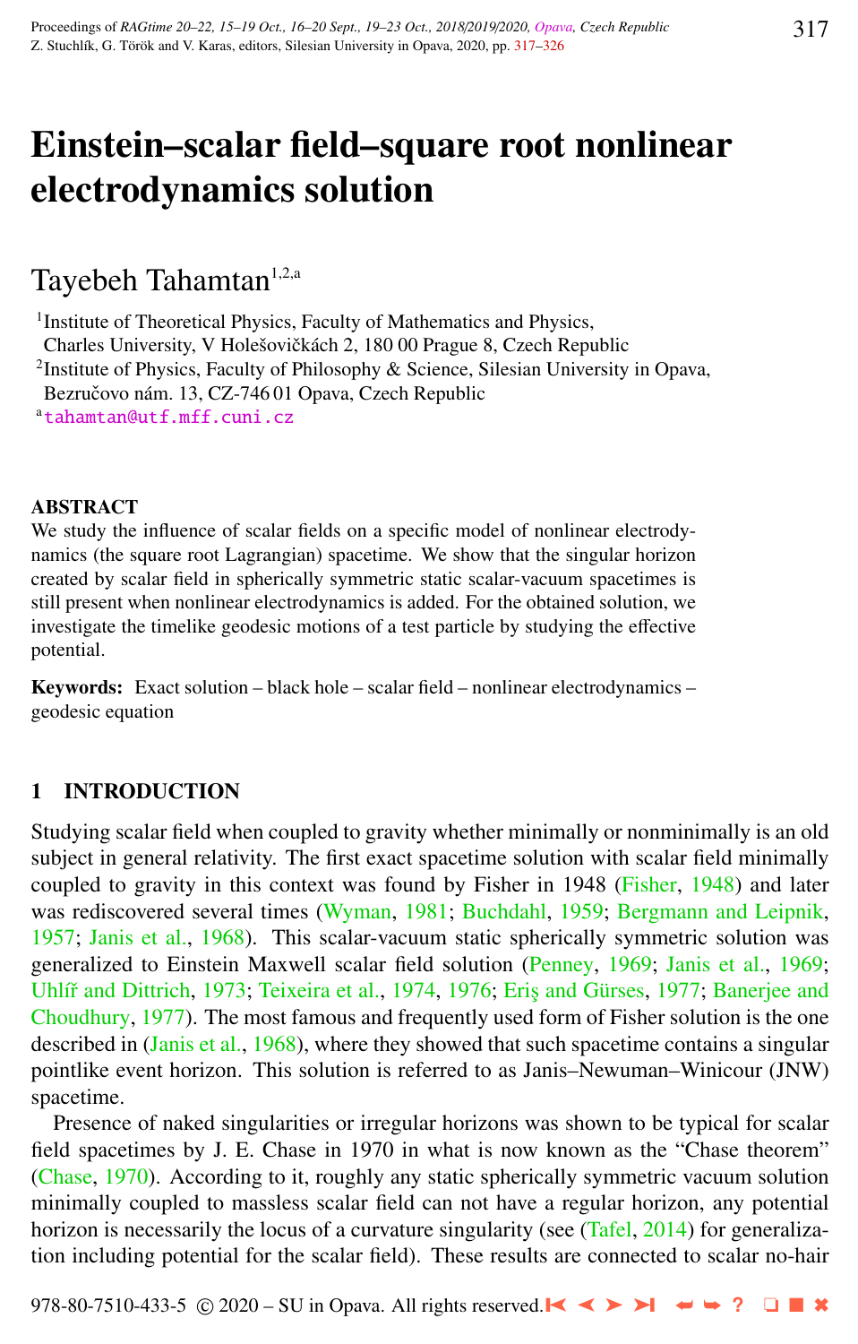# Einstein–scalar field–square root nonlinear electrodynamics solution

Tayebeh Tahamtan[1,2,a]

[1]Institute of Theoretical Physics, Faculty of Mathematics and Physics, Charles University, V Holešovičkách 2, 180 00 Prague 8, Czech Republic

[2]Institute of Physics, Faculty of Philosophy & Science, Silesian University in Opava, Bezručovo nám. 13, CZ-746 01 Opava, Czech Republic

[a]tahamtan@utf.mff.cuni.cz

## ABSTRACT

We study the influence of scalar fields on a specific model of nonlinear electrodynamics (the square root Lagrangian) spacetime. We show that the singular horizon created by scalar field in spherically symmetric static scalar-vacuum spacetimes is still present when nonlinear electrodynamics is added. For the obtained solution, we investigate the timelike geodesic motions of a test particle by studying the effective potential.

**Keywords:** Exact solution – black hole – scalar field – nonlinear electrodynamics – geodesic equation

## 1 INTRODUCTION

Studying scalar field when coupled to gravity whether minimally or nonminimally is an old subject in general relativity. The first exact spacetime solution with scalar field minimally coupled to gravity in this context was found by Fisher in 1948 (Fisher, 1948) and later was rediscovered several times (Wyman, 1981; Buchdahl, 1959; Bergmann and Leipnik, 1957; Janis et al., 1968). This scalar-vacuum static spherically symmetric solution was generalized to Einstein Maxwell scalar field solution (Penney, 1969; Janis et al., 1969; Uhlíř and Dittrich, 1973; Teixeira et al., 1974, 1976; Eriş and Gürses, 1977; Banerjee and Choudhury, 1977). The most famous and frequently used form of Fisher solution is the one described in (Janis et al., 1968), where they showed that such spacetime contains a singular pointlike event horizon. This solution is referred to as Janis–Newuman–Winicour (JNW) spacetime.

Presence of naked singularities or irregular horizons was shown to be typical for scalar field spacetimes by J. E. Chase in 1970 in what is now known as the "Chase theorem" (Chase, 1970). According to it, roughly any static spherically symmetric vacuum solution minimally coupled to massless scalar field can not have a regular horizon, any potential horizon is necessarily the locus of a curvature singularity (see (Tafel, 2014) for generalization including potential for the scalar field). These results are connected to scalar no-hair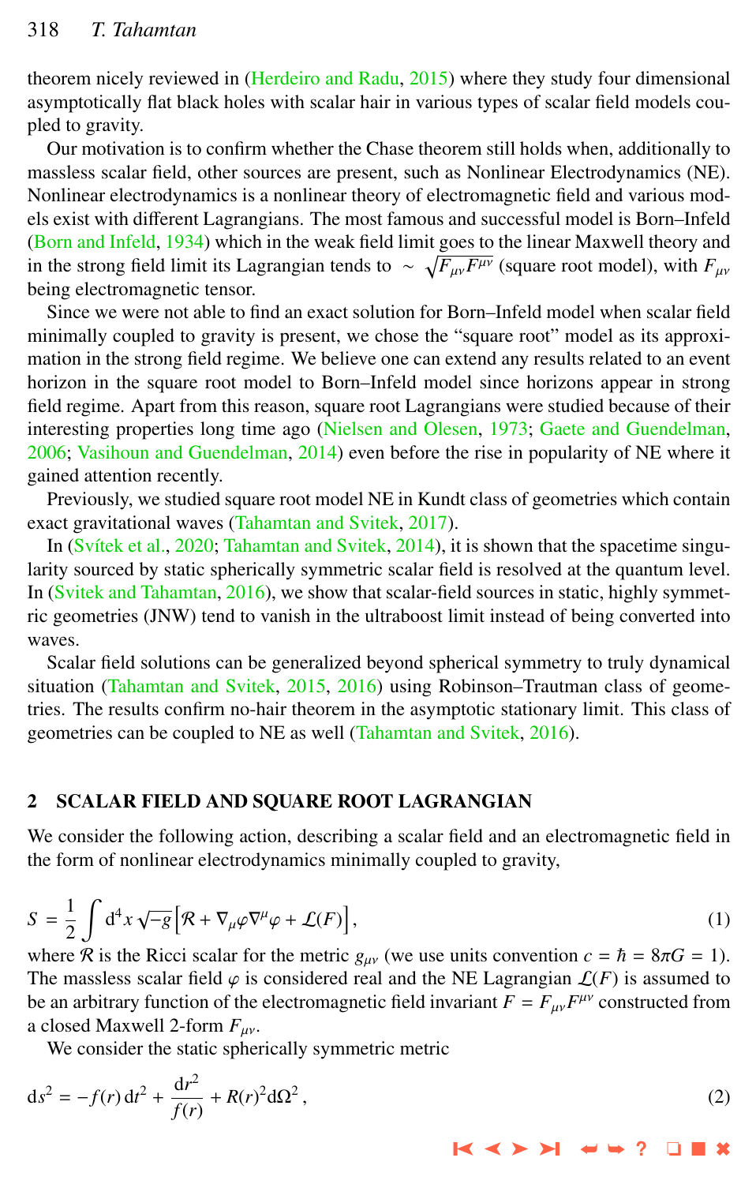theorem nicely reviewed in (Herdeiro and Radu, 2015) where they study four dimensional asymptotically flat black holes with scalar hair in various types of scalar field models coupled to gravity.

Our motivation is to confirm whether the Chase theorem still holds when, additionally to massless scalar field, other sources are present, such as Nonlinear Electrodynamics (NE). Nonlinear electrodynamics is a nonlinear theory of electromagnetic field and various models exist with different Lagrangians. The most famous and successful model is Born–Infeld (Born and Infeld, 1934) which in the weak field limit goes to the linear Maxwell theory and in the strong field limit its Lagrangian tends to $\sim \sqrt{F_{\mu\nu}F^{\mu\nu}}$ (square root model), with $F_{\mu\nu}$ being electromagnetic tensor.

Since we were not able to find an exact solution for Born–Infeld model when scalar field minimally coupled to gravity is present, we chose the "square root" model as its approximation in the strong field regime. We believe one can extend any results related to an event horizon in the square root model to Born–Infeld model since horizons appear in strong field regime. Apart from this reason, square root Lagrangians were studied because of their interesting properties long time ago (Nielsen and Olesen, 1973; Gaete and Guendelman, 2006; Vasihoun and Guendelman, 2014) even before the rise in popularity of NE where it gained attention recently.

Previously, we studied square root model NE in Kundt class of geometries which contain exact gravitational waves (Tahamtan and Svitek, 2017).

In (Svítek et al., 2020; Tahamtan and Svitek, 2014), it is shown that the spacetime singularity sourced by static spherically symmetric scalar field is resolved at the quantum level. In (Svitek and Tahamtan, 2016), we show that scalar-field sources in static, highly symmetric geometries (JNW) tend to vanish in the ultraboost limit instead of being converted into waves.

Scalar field solutions can be generalized beyond spherical symmetry to truly dynamical situation (Tahamtan and Svitek, 2015, 2016) using Robinson–Trautman class of geometries. The results confirm no-hair theorem in the asymptotic stationary limit. This class of geometries can be coupled to NE as well (Tahamtan and Svitek, 2016).

## 2 SCALAR FIELD AND SQUARE ROOT LAGRENGIAN

We consider the following action, describing a scalar field and an electromagnetic field in the form of nonlinear electrodynamics minimally coupled to gravity,

$$S = \frac{1}{2}\int \mathrm{d}^4x\,\sqrt{-g}\Big[\mathcal{R} + \nabla_\mu\varphi\nabla^\mu\varphi + \mathcal{L}(F)\Big]\,, \tag{1}$$

where $\mathcal{R}$ is the Ricci scalar for the metric $g_{\mu\nu}$ (we use units convention $c = \hbar = 8\pi G = 1$). The massless scalar field $\varphi$ is considered real and the NE Lagrangian $\mathcal{L}(F)$ is assumed to be an arbitrary function of the electromagnetic field invariant $F = F_{\mu\nu}F^{\mu\nu}$ constructed from a closed Maxwell 2-form $F_{\mu\nu}$.

We consider the static spherically symmetric metric

$$\mathrm{d}s^2 = -f(r)\,\mathrm{d}t^2 + \frac{\mathrm{d}r^2}{f(r)} + R(r)^2\mathrm{d}\Omega^2\,, \tag{2}$$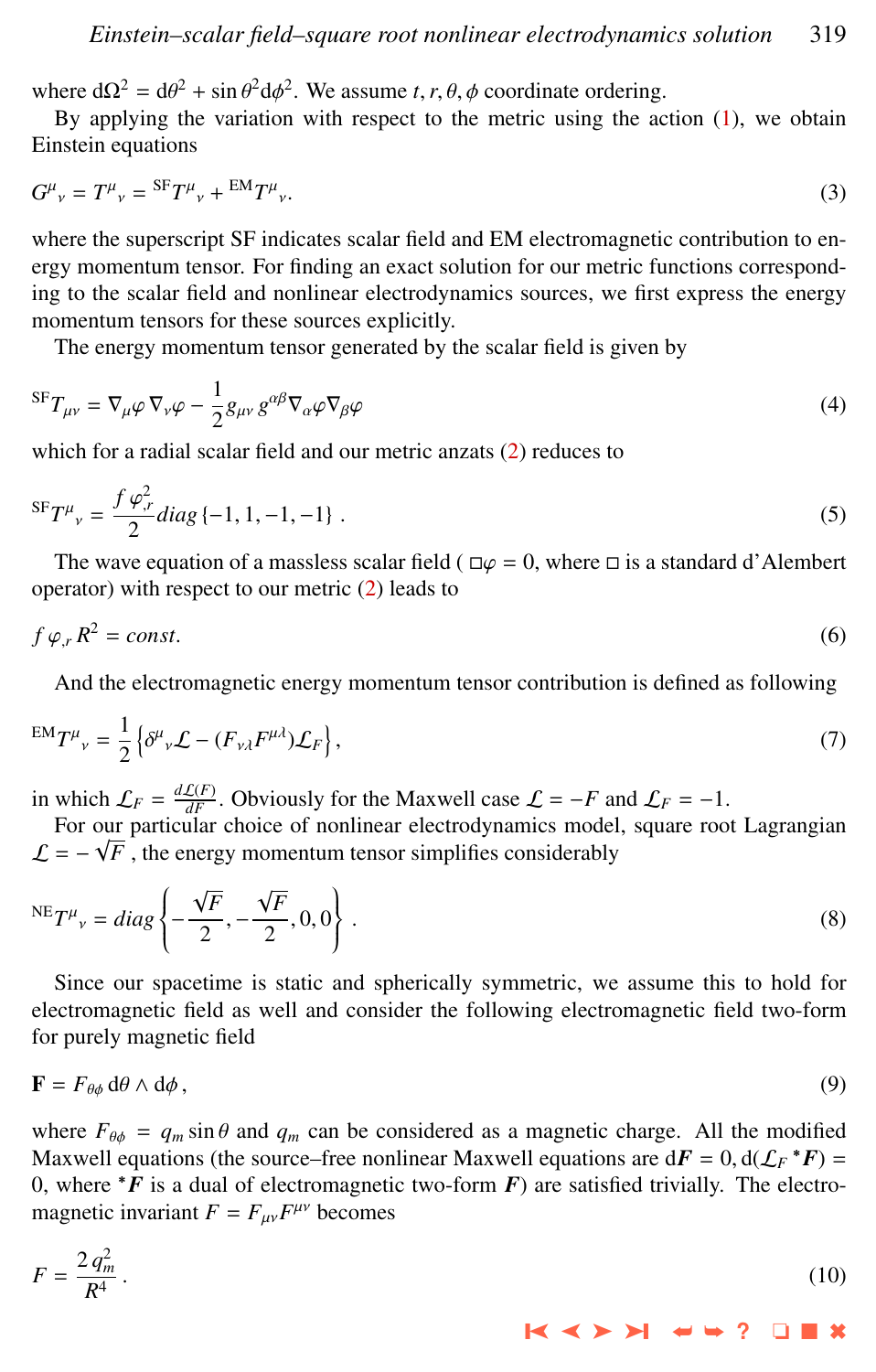where $d\Omega^2 = d\theta^2 + \sin\theta^2 d\phi^2$. We assume $t, r, \theta, \phi$ coordinate ordering.

By applying the variation with respect to the metric using the action (1), we obtain Einstein equations

$$G^{\mu}{}_{\nu} = T^{\mu}{}_{\nu} = {}^{\mathrm{SF}}T^{\mu}{}_{\nu} + {}^{\mathrm{EM}}T^{\mu}{}_{\nu}. \tag{3}$$

where the superscript SF indicates scalar field and EM electromagnetic contribution to energy momentum tensor. For finding an exact solution for our metric functions corresponding to the scalar field and nonlinear electrodynamics sources, we first express the energy momentum tensors for these sources explicitly.

The energy momentum tensor generated by the scalar field is given by

$${}^{\mathrm{SF}}T_{\mu\nu} = \nabla_{\mu}\varphi\,\nabla_{\nu}\varphi - \frac{1}{2}g_{\mu\nu}\,g^{\alpha\beta}\nabla_{\alpha}\varphi\nabla_{\beta}\varphi \tag{4}$$

which for a radial scalar field and our metric anzats (2) reduces to

$${}^{\mathrm{SF}}T^{\mu}{}_{\nu} = \frac{f\,\varphi_{,r}^{2}}{2} diag\,\{-1, 1, -1, -1\}\;. \tag{5}$$

The wave equation of a massless scalar field ( $\Box\varphi = 0$, where $\Box$ is a standard d'Alembert operator) with respect to our metric (2) leads to

$$f\,\varphi_{,r}\,R^2 = const. \tag{6}$$

And the electromagnetic energy momentum tensor contribution is defined as following

$${}^{\mathrm{EM}}T^{\mu}{}_{\nu} = \frac{1}{2}\left\{\delta^{\mu}{}_{\nu}\mathcal{L} - (F_{\nu\lambda}F^{\mu\lambda})\mathcal{L}_F\right\}, \tag{7}$$

in which $\mathcal{L}_F = \frac{d\mathcal{L}(F)}{dF}$. Obviously for the Maxwell case $\mathcal{L} = -F$ and $\mathcal{L}_F = -1$.

For our particular choice of nonlinear electrodynamics model, square root Lagrangian $\mathcal{L} = -\sqrt{F}$ , the energy momentum tensor simplifies considerably

$${}^{\mathrm{NE}}T^{\mu}{}_{\nu} = diag\left\{-\frac{\sqrt{F}}{2}, -\frac{\sqrt{F}}{2}, 0, 0\right\}\;. \tag{8}$$

Since our spacetime is static and spherically symmetric, we assume this to hold for electromagnetic field as well and consider the following electromagnetic field two-form for purely magnetic field

$$\mathbf{F} = F_{\theta\phi}\,d\theta \wedge d\phi\,, \tag{9}$$

where $F_{\theta\phi} = q_m \sin\theta$ and $q_m$ can be considered as a magnetic charge. All the modified Maxwell equations (the source–free nonlinear Maxwell equations are $d\boldsymbol{F} = 0, d(\mathcal{L}_F\,{}^{*}\boldsymbol{F}) = 0$, where ${}^{*}\boldsymbol{F}$ is a dual of electromagnetic two-form $\boldsymbol{F}$) are satisfied trivially. The electromagnetic invariant $F = F_{\mu\nu}F^{\mu\nu}$ becomes

$$F = \frac{2\,q_m^2}{R^4}\,. \tag{10}$$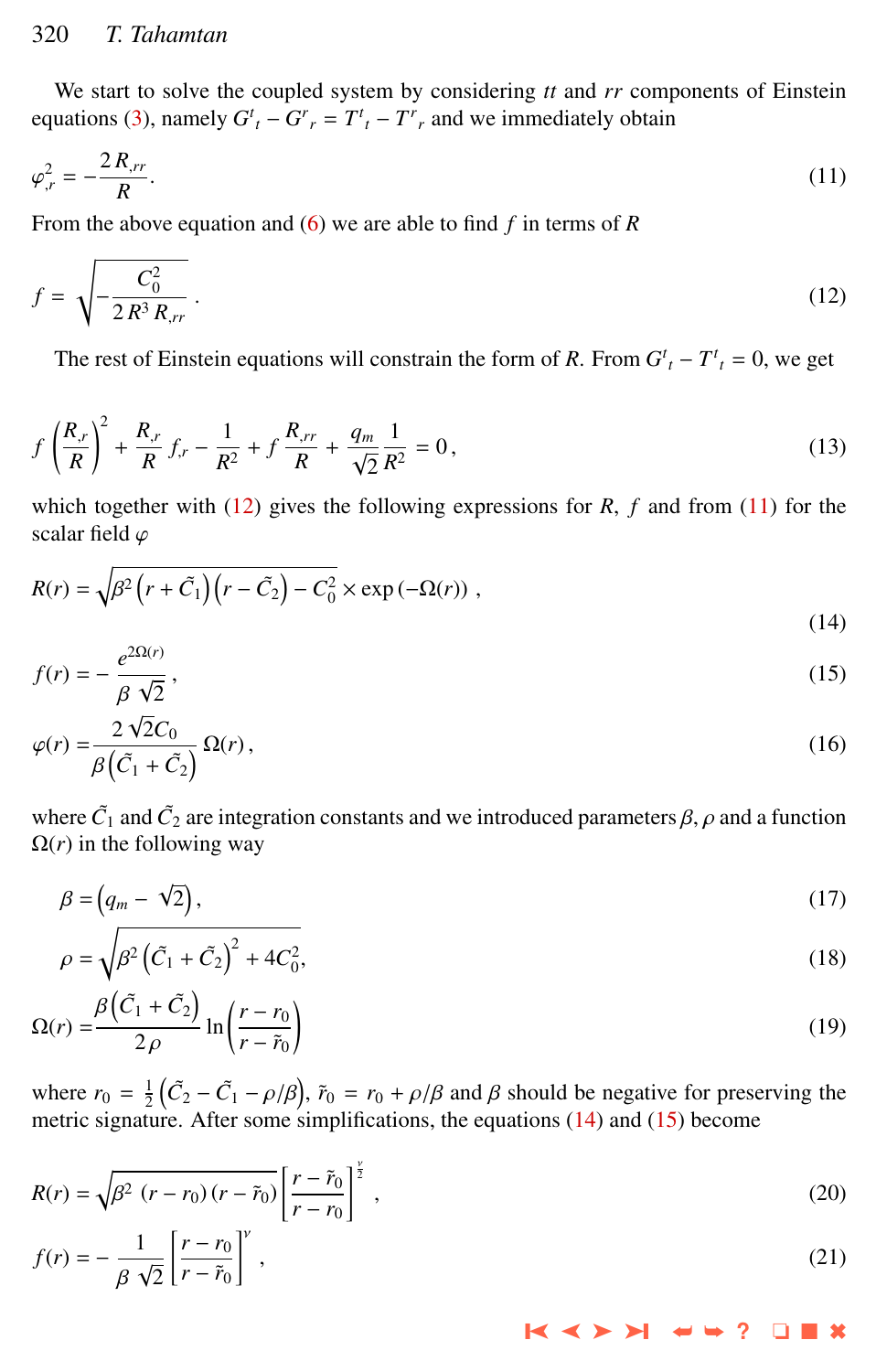We start to solve the coupled system by considering $tt$ and $rr$ components of Einstein equations (3), namely $G^t{}_t - G^r{}_r = T^t{}_t - T^r{}_r$ and we immediately obtain

$$\varphi_{,r}^2 = -\frac{2\, R_{,rr}}{R}. \tag{11}$$

From the above equation and (6) we are able to find $f$ in terms of $R$

$$f = \sqrt{-\frac{C_0^2}{2\, R^3\, R_{,rr}}}\,. \tag{12}$$

The rest of Einstein equations will constrain the form of $R$. From $G^t{}_t - T^t{}_t = 0$, we get

$$f\left(\frac{R_{,r}}{R}\right)^2 + \frac{R_{,r}}{R}\, f_{,r} - \frac{1}{R^2} + f\,\frac{R_{,rr}}{R} + \frac{q_m}{\sqrt{2}}\,\frac{1}{R^2} = 0\,, \tag{13}$$

which together with (12) gives the following expressions for $R$, $f$ and from (11) for the scalar field $\varphi$

$$R(r) = \sqrt{\beta^2\left(r + \tilde{C}_1\right)\left(r - \tilde{C}_2\right) - C_0^2} \times \exp\left(-\Omega(r)\right)\,, \tag{14}$$

$$f(r) = -\frac{e^{2\Omega(r)}}{\beta\,\sqrt{2}}\,, \tag{15}$$

$$\varphi(r) = \frac{2\,\sqrt{2}C_0}{\beta\left(\tilde{C}_1 + \tilde{C}_2\right)}\,\Omega(r)\,, \tag{16}$$

where $\tilde{C}_1$ and $\tilde{C}_2$ are integration constants and we introduced parameters $\beta, \rho$ and a function $\Omega(r)$ in the following way

$$\beta = \left(q_m - \sqrt{2}\right), \tag{17}$$

$$\rho = \sqrt{\beta^2\left(\tilde{C}_1 + \tilde{C}_2\right)^2 + 4C_0^2}, \tag{18}$$

$$\Omega(r) = \frac{\beta\left(\tilde{C}_1 + \tilde{C}_2\right)}{2\,\rho}\,\ln\left(\frac{r - r_0}{r - \tilde{r}_0}\right) \tag{19}$$

where $r_0 = \frac{1}{2}\left(\tilde{C}_2 - \tilde{C}_1 - \rho/\beta\right)$, $\tilde{r}_0 = r_0 + \rho/\beta$ and $\beta$ should be negative for preserving the metric signature. After some simplifications, the equations (14) and (15) become

$$R(r) = \sqrt{\beta^2\,\left(r - r_0\right)\left(r - \tilde{r}_0\right)}\left[\frac{r - \tilde{r}_0}{r - r_0}\right]^{\frac{\nu}{2}}\,, \tag{20}$$

$$f(r) = -\frac{1}{\beta\,\sqrt{2}}\left[\frac{r - r_0}{r - \tilde{r}_0}\right]^{\nu}\,, \tag{21}$$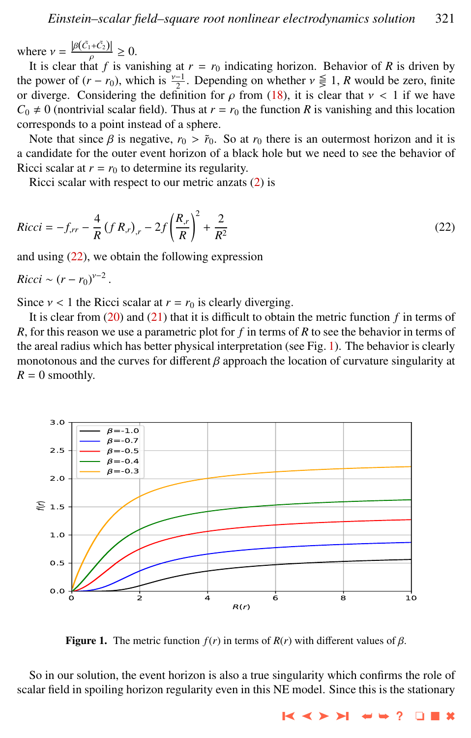where $\nu = \frac{|\beta(\tilde{C}_1+\tilde{C}_2)|}{\rho} \geq 0$.

It is clear that $f$ is vanishing at $r = r_0$ indicating horizon. Behavior of $R$ is driven by the power of $(r - r_0)$, which is $\frac{\nu-1}{2}$. Depending on whether $\nu \lesseqqgtr 1$, $R$ would be zero, finite or diverge. Considering the definition for $\rho$ from (18), it is clear that $\nu < 1$ if we have $C_0 \neq 0$ (nontrivial scalar field). Thus at $r = r_0$ the function $R$ is vanishing and this location corresponds to a point instead of a sphere.

Note that since $\beta$ is negative, $r_0 > \tilde{r}_0$. So at $r_0$ there is an outermost horizon and it is a candidate for the outer event horizon of a black hole but we need to see the behavior of Ricci scalar at $r = r_0$ to determine its regularity.

Ricci scalar with respect to our metric anzats (2) is

$$Ricci = -f_{,rr} - \frac{4}{R}\left(f\, R_{,r}\right)_{,r} - 2f\left(\frac{R_{,r}}{R}\right)^2 + \frac{2}{R^2} \tag{22}$$

and using (22), we obtain the following expression

$$Ricci \sim (r - r_0)^{\nu-2}.$$

Since $\nu < 1$ the Ricci scalar at $r = r_0$ is clearly diverging.

It is clear from (20) and (21) that it is difficult to obtain the metric function $f$ in terms of $R$, for this reason we use a parametric plot for $f$ in terms of $R$ to see the behavior in terms of the areal radius which has better physical interpretation (see Fig. 1). The behavior is clearly monotonous and the curves for different $\beta$ approach the location of curvature singularity at $R = 0$ smoothly.

**Figure 1.** The metric function $f(r)$ in terms of $R(r)$ with different values of $\beta$.

So in our solution, the event horizon is also a true singularity which confirms the role of scalar field in spoiling horizon regularity even in this NE model. Since this is the stationary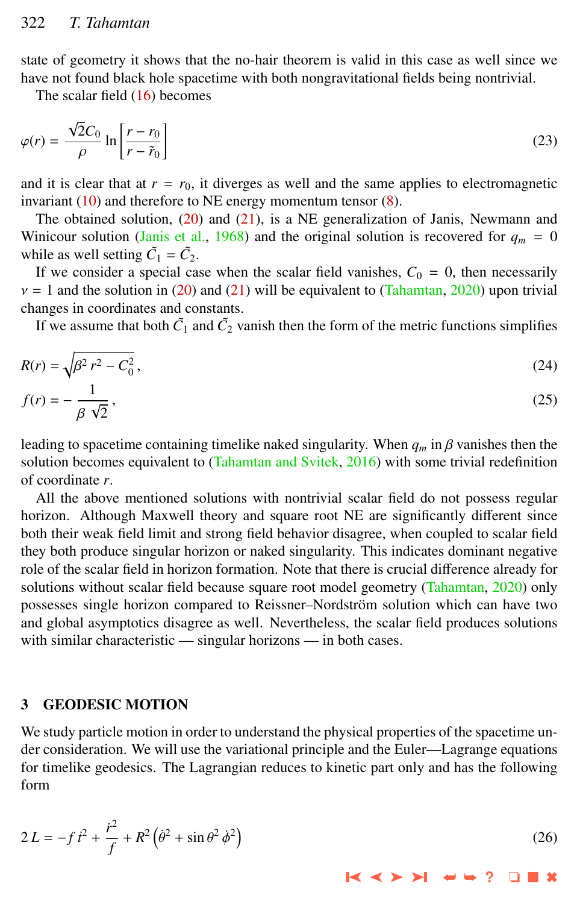state of geometry it shows that the no-hair theorem is valid in this case as well since we have not found black hole spacetime with both nongravitational fields being nontrivial.

The scalar field (16) becomes

$$\varphi(r) = \frac{\sqrt{2}C_0}{\rho} \ln\left[\frac{r - r_0}{r - \tilde{r}_0}\right] \tag{23}$$

and it is clear that at $r = r_0$, it diverges as well and the same applies to electromagnetic invariant (10) and therefore to NE energy momentum tensor (8).

The obtained solution, (20) and (21), is a NE generalization of Janis, Newmann and Winicour solution (Janis et al., 1968) and the original solution is recovered for $q_m = 0$ while as well setting $\tilde{C}_1 = \tilde{C}_2$.

If we consider a special case when the scalar field vanishes, $C_0 = 0$, then necessarily $\nu = 1$ and the solution in (20) and (21) will be equivalent to (Tahamtan, 2020) upon trivial changes in coordinates and constants.

If we assume that both $\tilde{C}_1$ and $\tilde{C}_2$ vanish then the form of the metric functions simplifies

$$R(r) = \sqrt{\beta^2\, r^2 - C_0^2}\,, \tag{24}$$

$$f(r) = -\frac{1}{\beta\,\sqrt{2}}\,, \tag{25}$$

leading to spacetime containing timelike naked singularity. When $q_m$ in $\beta$ vanishes then the solution becomes equivalent to (Tahamtan and Svitek, 2016) with some trivial redefinition of coordinate $r$.

All the above mentioned solutions with nontrivial scalar field do not possess regular horizon. Although Maxwell theory and square root NE are significantly different since both their weak field limit and strong field behavior disagree, when coupled to scalar field they both produce singular horizon or naked singularity. This indicates dominant negative role of the scalar field in horizon formation. Note that there is crucial difference already for solutions without scalar field because square root model geometry (Tahamtan, 2020) only possesses single horizon compared to Reissner–Nordström solution which can have two and global asymptotics disagree as well. Nevertheless, the scalar field produces solutions with similar characteristic — singular horizons — in both cases.

## 3 GEODESIC MOTION

We study particle motion in order to understand the physical properties of the spacetime under consideration. We will use the variational principle and the Euler—Lagrange equations for timelike geodesics. The Lagrangian reduces to kinetic part only and has the following form

$$2\,L = -f\,\dot{t}^2 + \frac{\dot{r}^2}{f} + R^2\left(\dot{\theta}^2 + \sin\theta^2\,\dot{\phi}^2\right) \tag{26}$$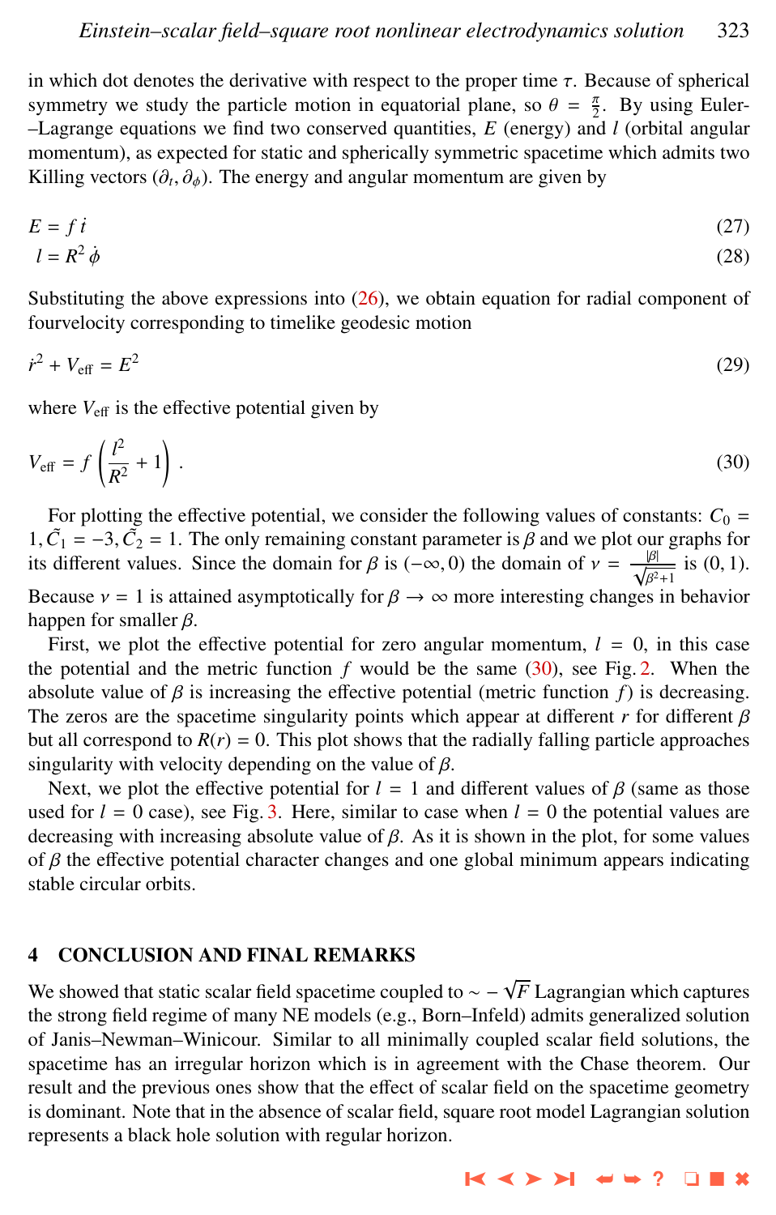in which dot denotes the derivative with respect to the proper time $\tau$. Because of spherical symmetry we study the particle motion in equatorial plane, so $\theta = \frac{\pi}{2}$. By using Euler–Lagrange equations we find two conserved quantities, $E$ (energy) and $l$ (orbital angular momentum), as expected for static and spherically symmetric spacetime which admits two Killing vectors $(\partial_t, \partial_\phi)$. The energy and angular momentum are given by

$$E = f\,\dot{t} \tag{27}$$

$$l = R^2\,\dot{\phi} \tag{28}$$

Substituting the above expressions into (26), we obtain equation for radial component of fourvelocity corresponding to timelike geodesic motion

$$\dot{r}^2 + V_{\text{eff}} = E^2 \tag{29}$$

where $V_{\text{eff}}$ is the effective potential given by

$$V_{\text{eff}} = f\left(\frac{l^2}{R^2} + 1\right). \tag{30}$$

For plotting the effective potential, we consider the following values of constants: $C_0 = 1, \tilde{C}_1 = -3, \tilde{C}_2 = 1$. The only remaining constant parameter is $\beta$ and we plot our graphs for its different values. Since the domain for $\beta$ is $(-\infty, 0)$ the domain of $\nu = \frac{|\beta|}{\sqrt{\beta^2+1}}$ is $(0, 1)$. Because $\nu = 1$ is attained asymptotically for $\beta \to \infty$ more interesting changes in behavior happen for smaller $\beta$.

First, we plot the effective potential for zero angular momentum, $l = 0$, in this case the potential and the metric function $f$ would be the same (30), see Fig. 2. When the absolute value of $\beta$ is increasing the effective potential (metric function $f$) is decreasing. The zeros are the spacetime singularity points which appear at different $r$ for different $\beta$ but all correspond to $R(r) = 0$. This plot shows that the radially falling particle approaches singularity with velocity depending on the value of $\beta$.

Next, we plot the effective potential for $l = 1$ and different values of $\beta$ (same as those used for $l = 0$ case), see Fig. 3. Here, similar to case when $l = 0$ the potential values are decreasing with increasing absolute value of $\beta$. As it is shown in the plot, for some values of $\beta$ the effective potential character changes and one global minimum appears indicating stable circular orbits.

## 4 CONCLUSION AND FINAL REMARKS

We showed that static scalar field spacetime coupled to $\sim -\sqrt{F}$ Lagrangian which captures the strong field regime of many NE models (e.g., Born–Infeld) admits generalized solution of Janis–Newman–Winicour. Similar to all minimally coupled scalar field solutions, the spacetime has an irregular horizon which is in agreement with the Chase theorem. Our result and the previous ones show that the effect of scalar field on the spacetime geometry is dominant. Note that in the absence of scalar field, square root model Lagrangian solution represents a black hole solution with regular horizon.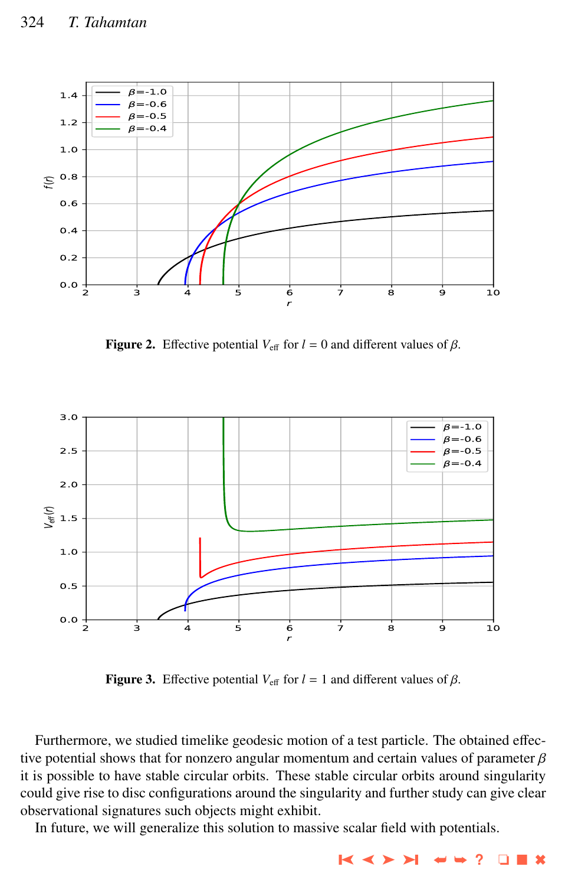**Figure 2.** Effective potential $V_{\rm eff}$ for $l = 0$ and different values of $\beta$.

**Figure 3.** Effective potential $V_{\rm eff}$ for $l = 1$ and different values of $\beta$.

Furthermore, we studied timelike geodesic motion of a test particle. The obtained effective potential shows that for nonzero angular momentum and certain values of parameter $\beta$ it is possible to have stable circular orbits. These stable circular orbits around singularity could give rise to disc configurations around the singularity and further study can give clear observational signatures such objects might exhibit.

In future, we will generalize this solution to massive scalar field with potentials.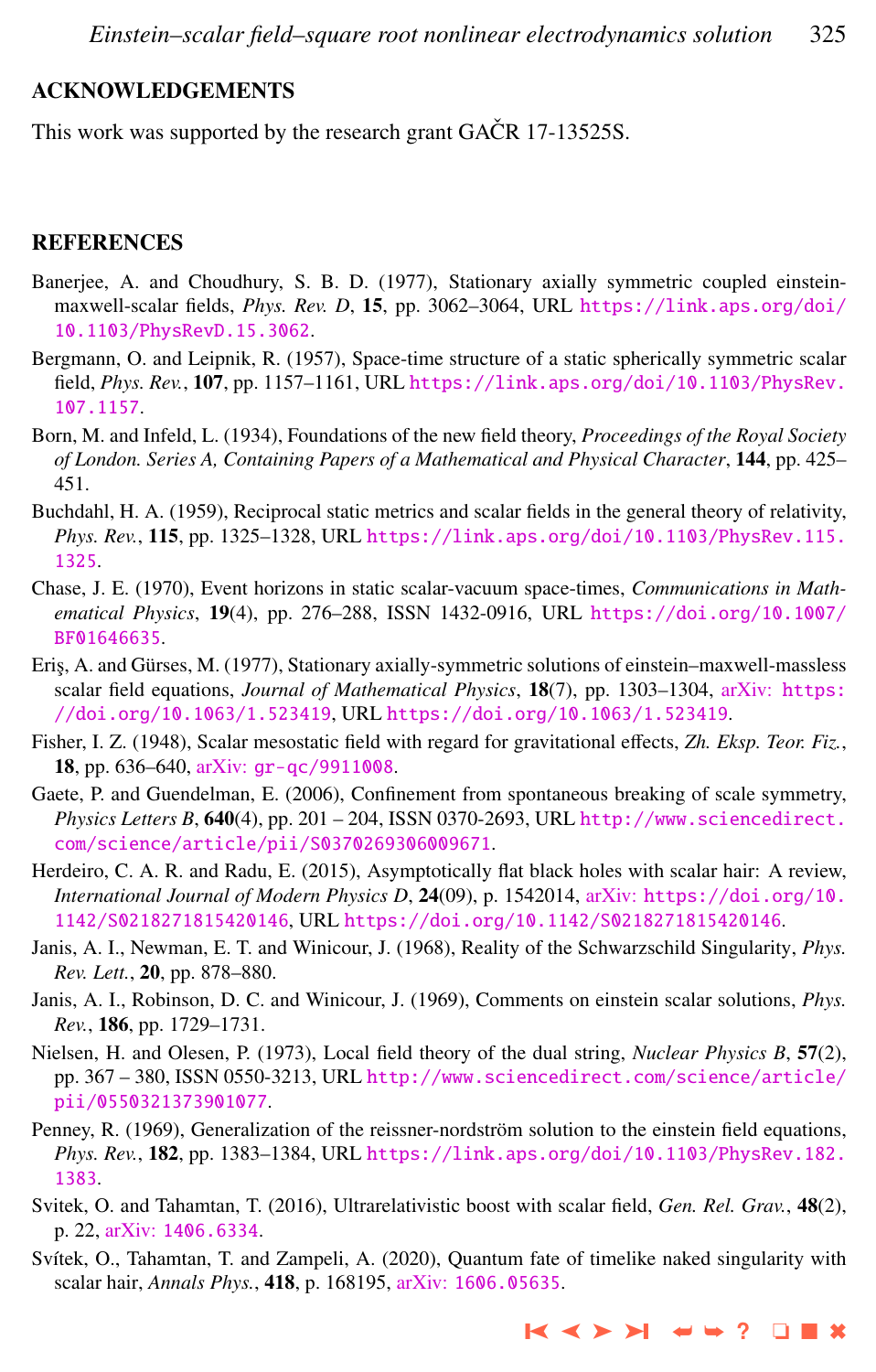## ACKNOWLEDGEMENTS

This work was supported by the research grant GAČR 17-13525S.

## REFERENCES

Banerjee, A. and Choudhury, S. B. D. (1977), Stationary axially symmetric coupled einstein-maxwell-scalar fields, *Phys. Rev. D*, **15**, pp. 3062–3064, URL https://link.aps.org/doi/10.1103/PhysRevD.15.3062.

Bergmann, O. and Leipnik, R. (1957), Space-time structure of a static spherically symmetric scalar field, *Phys. Rev.*, **107**, pp. 1157–1161, URL https://link.aps.org/doi/10.1103/PhysRev.107.1157.

Born, M. and Infeld, L. (1934), Foundations of the new field theory, *Proceedings of the Royal Society of London. Series A, Containing Papers of a Mathematical and Physical Character*, **144**, pp. 425–451.

Buchdahl, H. A. (1959), Reciprocal static metrics and scalar fields in the general theory of relativity, *Phys. Rev.*, **115**, pp. 1325–1328, URL https://link.aps.org/doi/10.1103/PhysRev.115.1325.

Chase, J. E. (1970), Event horizons in static scalar-vacuum space-times, *Communications in Mathematical Physics*, **19**(4), pp. 276–288, ISSN 1432-0916, URL https://doi.org/10.1007/BF01646635.

Eriş, A. and Gürses, M. (1977), Stationary axially-symmetric solutions of einstein–maxwell-massless scalar field equations, *Journal of Mathematical Physics*, **18**(7), pp. 1303–1304, arXiv: https://doi.org/10.1063/1.523419, URL https://doi.org/10.1063/1.523419.

Fisher, I. Z. (1948), Scalar mesostatic field with regard for gravitational effects, *Zh. Eksp. Teor. Fiz.*, **18**, pp. 636–640, arXiv: gr-qc/9911008.

Gaete, P. and Guendelman, E. (2006), Confinement from spontaneous breaking of scale symmetry, *Physics Letters B*, **640**(4), pp. 201 – 204, ISSN 0370-2693, URL http://www.sciencedirect.com/science/article/pii/S0370269306009671.

Herdeiro, C. A. R. and Radu, E. (2015), Asymptotically flat black holes with scalar hair: A review, *International Journal of Modern Physics D*, **24**(09), p. 1542014, arXiv: https://doi.org/10.1142/S0218271815420146, URL https://doi.org/10.1142/S0218271815420146.

Janis, A. I., Newman, E. T. and Winicour, J. (1968), Reality of the Schwarzschild Singularity, *Phys. Rev. Lett.*, **20**, pp. 878–880.

Janis, A. I., Robinson, D. C. and Winicour, J. (1969), Comments on einstein scalar solutions, *Phys. Rev.*, **186**, pp. 1729–1731.

Nielsen, H. and Olesen, P. (1973), Local field theory of the dual string, *Nuclear Physics B*, **57**(2), pp. 367 – 380, ISSN 0550-3213, URL http://www.sciencedirect.com/science/article/pii/0550321373901077.

Penney, R. (1969), Generalization of the reissner-nordström solution to the einstein field equations, *Phys. Rev.*, **182**, pp. 1383–1384, URL https://link.aps.org/doi/10.1103/PhysRev.182.1383.

Svitek, O. and Tahamtan, T. (2016), Ultrarelativistic boost with scalar field, *Gen. Rel. Grav.*, **48**(2), p. 22, arXiv: 1406.6334.

Svítek, O., Tahamtan, T. and Zampeli, A. (2020), Quantum fate of timelike naked singularity with scalar hair, *Annals Phys.*, **418**, p. 168195, arXiv: 1606.05635.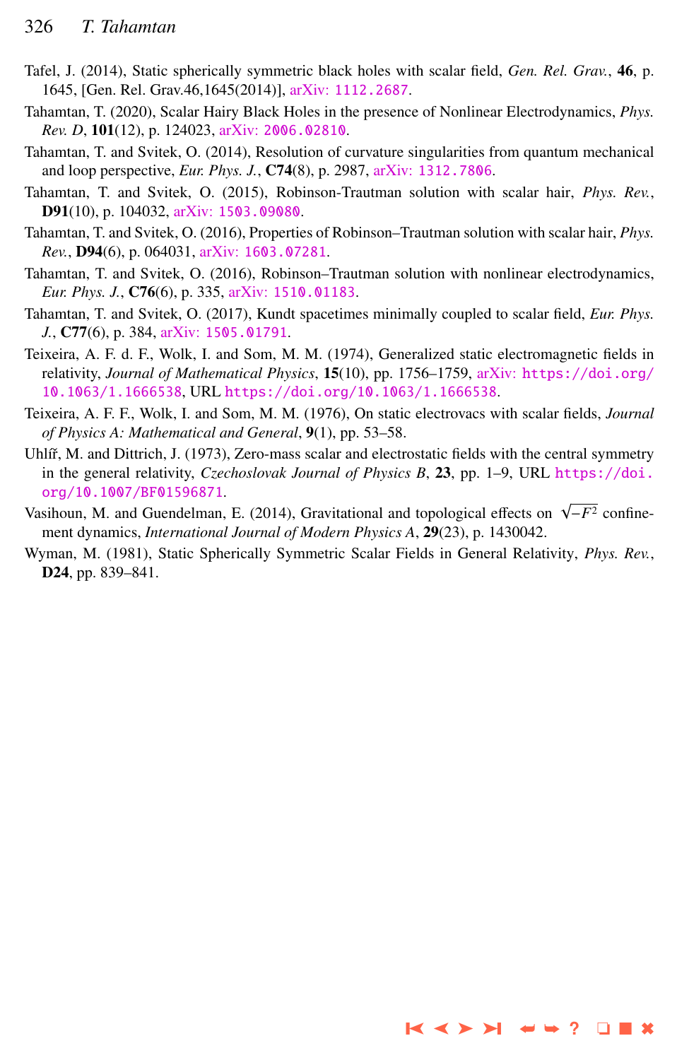Tafel, J. (2014), Static spherically symmetric black holes with scalar field, *Gen. Rel. Grav.*, **46**, p. 1645, [Gen. Rel. Grav.46,1645(2014)], arXiv: 1112.2687.

Tahamtan, T. (2020), Scalar Hairy Black Holes in the presence of Nonlinear Electrodynamics, *Phys. Rev. D*, **101**(12), p. 124023, arXiv: 2006.02810.

Tahamtan, T. and Svitek, O. (2014), Resolution of curvature singularities from quantum mechanical and loop perspective, *Eur. Phys. J.*, **C74**(8), p. 2987, arXiv: 1312.7806.

Tahamtan, T. and Svitek, O. (2015), Robinson-Trautman solution with scalar hair, *Phys. Rev.*, **D91**(10), p. 104032, arXiv: 1503.09080.

Tahamtan, T. and Svitek, O. (2016), Properties of Robinson–Trautman solution with scalar hair, *Phys. Rev.*, **D94**(6), p. 064031, arXiv: 1603.07281.

Tahamtan, T. and Svitek, O. (2016), Robinson–Trautman solution with nonlinear electrodynamics, *Eur. Phys. J.*, **C76**(6), p. 335, arXiv: 1510.01183.

Tahamtan, T. and Svitek, O. (2017), Kundt spacetimes minimally coupled to scalar field, *Eur. Phys. J.*, **C77**(6), p. 384, arXiv: 1505.01791.

Teixeira, A. F. d. F., Wolk, I. and Som, M. M. (1974), Generalized static electromagnetic fields in relativity, *Journal of Mathematical Physics*, **15**(10), pp. 1756–1759, arXiv: https://doi.org/10.1063/1.1666538, URL https://doi.org/10.1063/1.1666538.

Teixeira, A. F. F., Wolk, I. and Som, M. M. (1976), On static electrovacs with scalar fields, *Journal of Physics A: Mathematical and General*, **9**(1), pp. 53–58.

Uhlíř, M. and Dittrich, J. (1973), Zero-mass scalar and electrostatic fields with the central symmetry in the general relativity, *Czechoslovak Journal of Physics B*, **23**, pp. 1–9, URL https://doi.org/10.1007/BF01596871.

Vasihoun, M. and Guendelman, E. (2014), Gravitational and topological effects on $\sqrt{-F^2}$ confinement dynamics, *International Journal of Modern Physics A*, **29**(23), p. 1430042.

Wyman, M. (1981), Static Spherically Symmetric Scalar Fields in General Relativity, *Phys. Rev.*, **D24**, pp. 839–841.